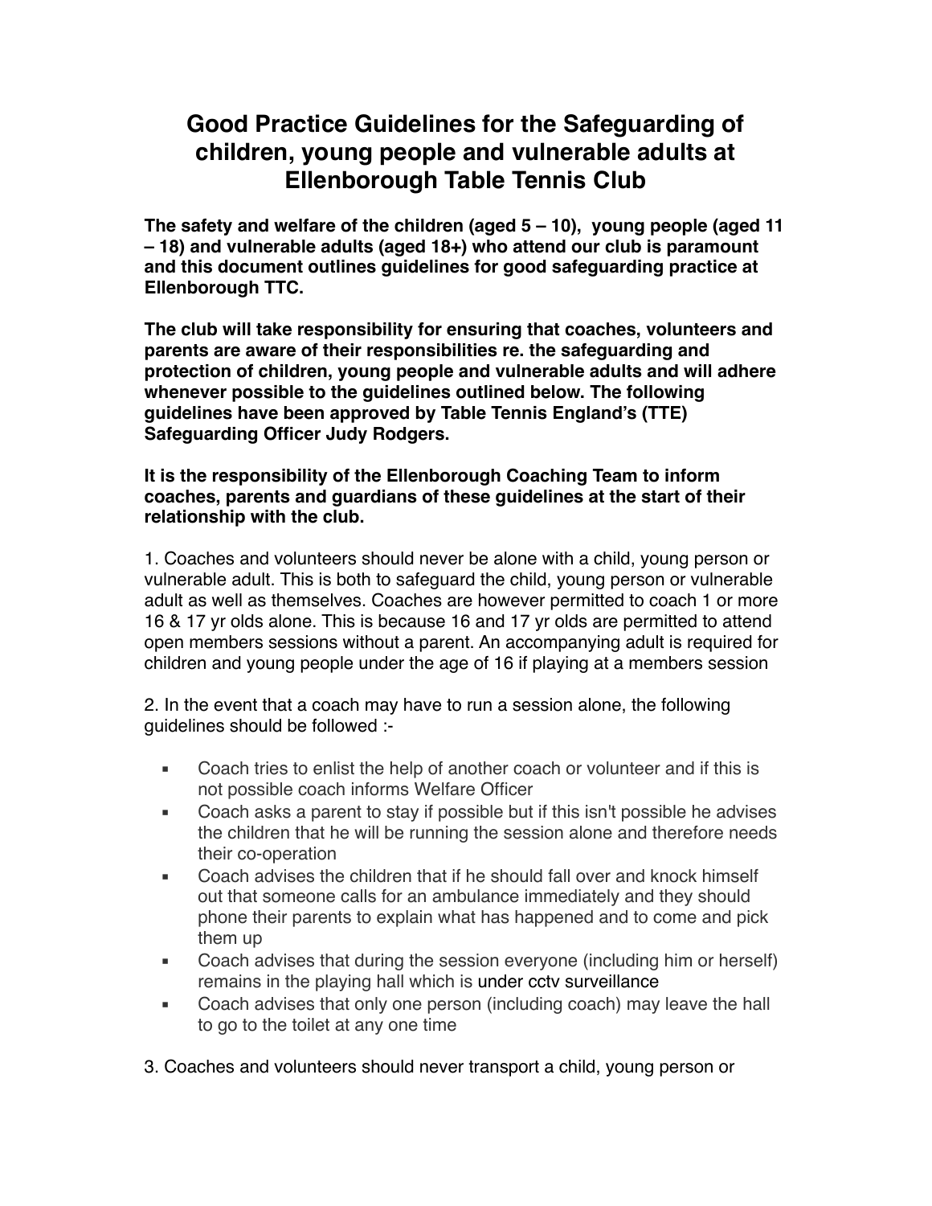# Good Practice Guidelines for the Safeguarding of children, young people and vulnerable adults at Ellenborough Table Tennis Club

**The safety and welfare of the children (aged 5 – 10), young people (aged 11 – 18) and vulnerable adults (aged 18+) who attend our club is paramount and this document outlines guidelines for good safeguarding practice at Ellenborough TTC.**

**The club will take responsibility for ensuring that coaches, volunteers and parents are aware of their responsibilities re. the safeguarding and protection of children, young people and vulnerable adults and will adhere whenever possible to the guidelines outlined below. The following guidelines have been approved by Table Tennis England's (TTE) Safeguarding Officer Judy Rodgers.**

**It is the responsibility of the Ellenborough Coaching Team to inform coaches, parents and guardians of these guidelines at the start of their relationship with the club.**

1. Coaches and volunteers should never be alone with a child, young person or vulnerable adult. This is both to safeguard the child, young person or vulnerable adult as well as themselves. Coaches are however permitted to coach 1 or more 16 & 17 yr olds alone. This is because 16 and 17 yr olds are permitted to attend open members sessions without a parent. An accompanying adult is required for children and young people under the age of 16 if playing at a members session

2. In the event that a coach may have to run a session alone, the following guidelines should be followed :-

- Coach tries to enlist the help of another coach or volunteer and if this is not possible coach informs Welfare Officer
- Coach asks a parent to stay if possible but if this isn't possible he advises the children that he will be running the session alone and therefore needs their co-operation
- Coach advises the children that if he should fall over and knock himself out that someone calls for an ambulance immediately and they should phone their parents to explain what has happened and to come and pick them up
- Coach advises that during the session everyone (including him or herself) remains in the playing hall which is under cctv surveillance
- Coach advises that only one person (including coach) may leave the hall to go to the toilet at any one time

3. Coaches and volunteers should never transport a child, young person or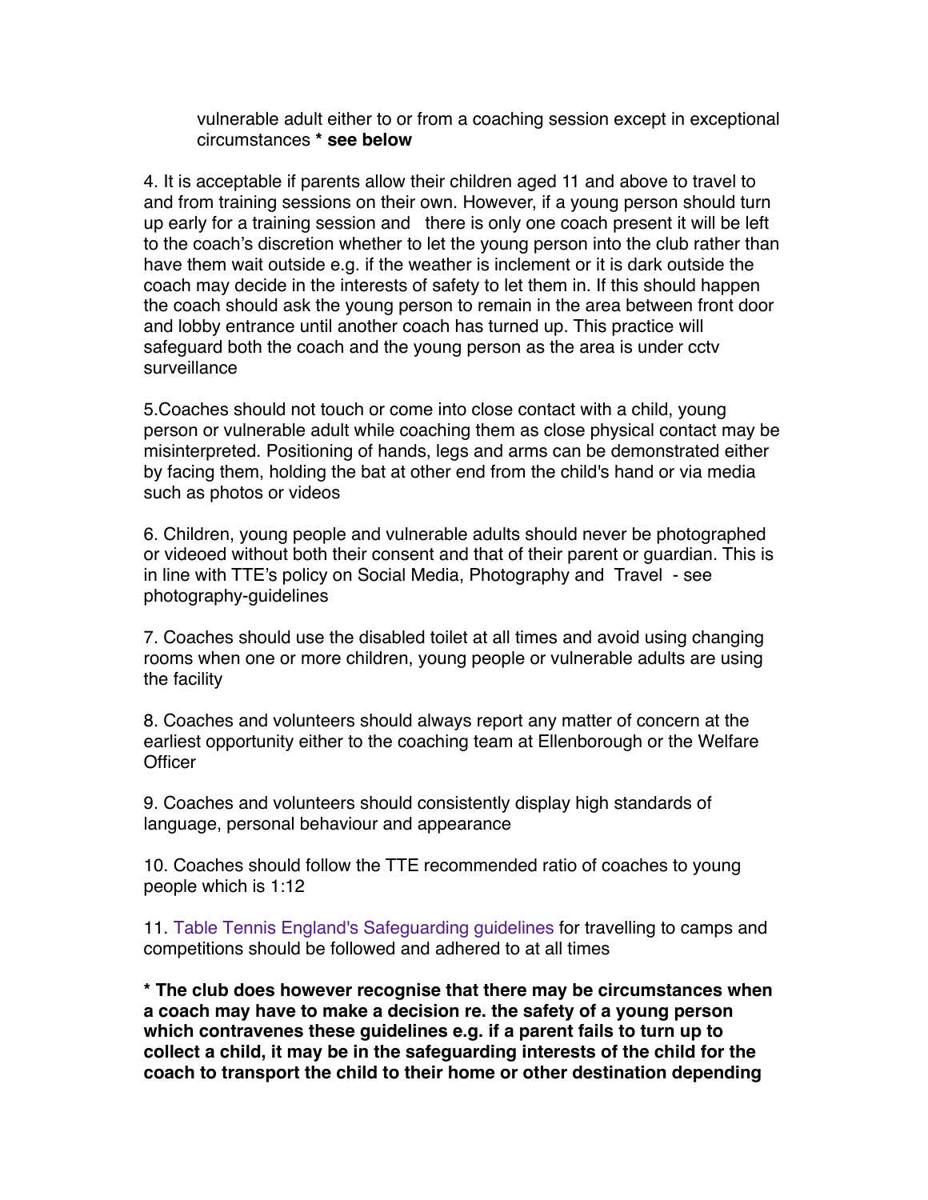vulnerable adult either to or from a coaching session except in exceptional circumstances **\* see below**

4. It is acceptable if parents allow their children aged 11 and above to travel to and from training sessions on their own. However, if a young person should turn up early for a training session and there is only one coach present it will be left to the coach's discretion whether to let the young person into the club rather than have them wait outside e.g. if the weather is inclement or it is dark outside the coach may decide in the interests of safety to let them in. If this should happen the coach should ask the young person to remain in the area between front door and lobby entrance until another coach has turned up. This practice will safeguard both the coach and the young person as the area is under cctv surveillance

5. Coaches should not touch or come into close contact with a child, young person or vulnerable adult while coaching them as close physical contact may be misinterpreted. Positioning of hands, legs and arms can be demonstrated either by facing them, holding the bat at other end from the child's hand or via media such as photos or videos

6. Children, young people and vulnerable adults should never be photographed or videoed without both their consent and that of their parent or guardian. This is in line with TTE's policy on Social Media, Photography and Travel - see photography-guidelines

7. Coaches should use the disabled toilet at all times and avoid using changing rooms when one or more children, young people or vulnerable adults are using the facility

8. Coaches and volunteers should always report any matter of concern at the earliest opportunity either to the coaching team at Ellenborough or the Welfare Officer

9. Coaches and volunteers should consistently display high standards of language, personal behaviour and appearance

10. Coaches should follow the TTE recommended ratio of coaches to young people which is 1:12

11. Table Tennis England's Safeguarding guidelines for travelling to camps and competitions should be followed and adhered to at all times

**\* The club does however recognise that there may be circumstances when a coach may have to make a decision re. the safety of a young person which contravenes these guidelines e.g. if a parent fails to turn up to collect a child, it may be in the safeguarding interests of the child for the coach to transport the child to their home or other destination depending**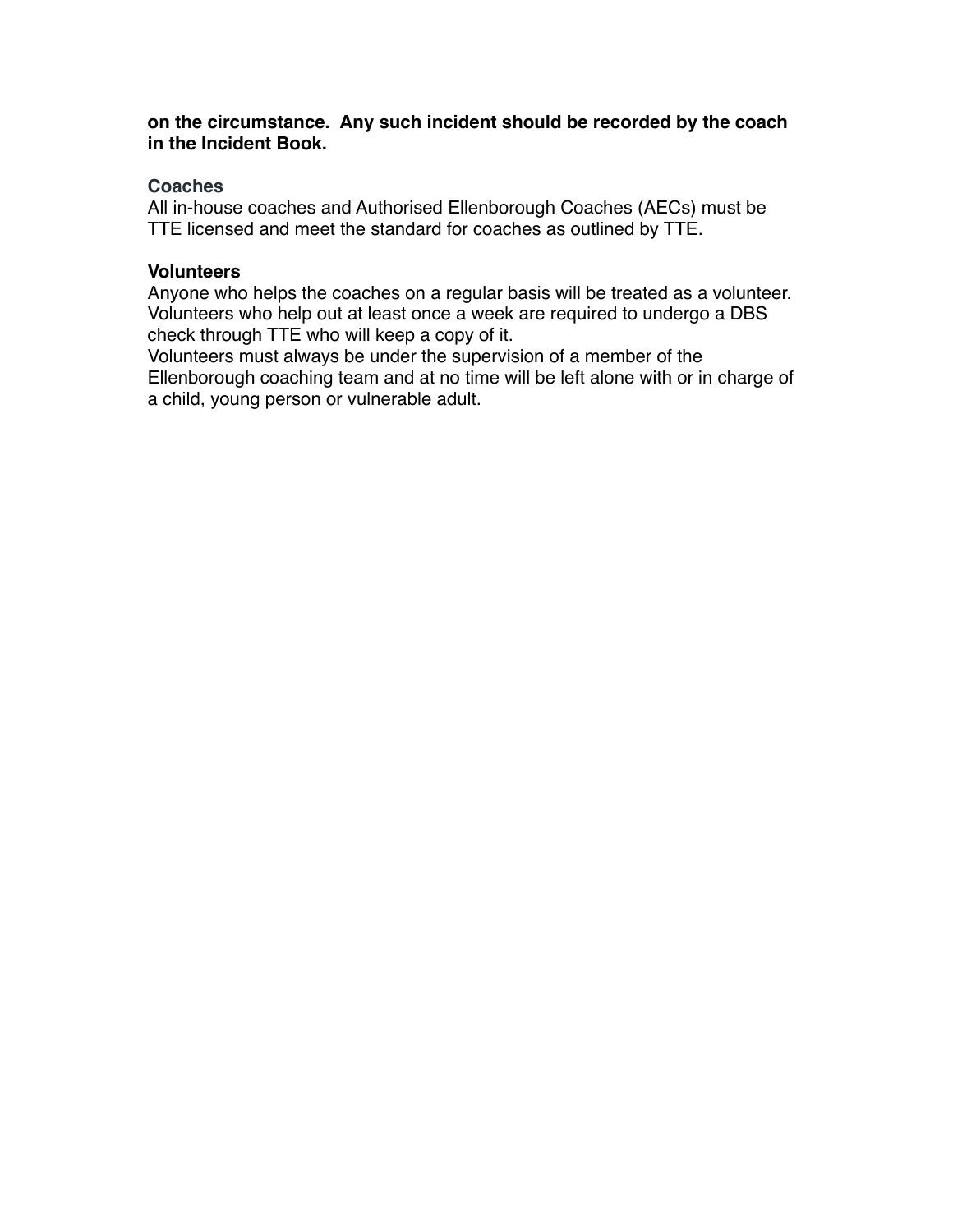**on the circumstance. Any such incident should be recorded by the coach in the Incident Book.**

### Coaches

All in-house coaches and Authorised Ellenborough Coaches (AECs) must be TTE licensed and meet the standard for coaches as outlined by TTE.

### Volunteers

Anyone who helps the coaches on a regular basis will be treated as a volunteer. Volunteers who help out at least once a week are required to undergo a DBS check through TTE who will keep a copy of it.
Volunteers must always be under the supervision of a member of the Ellenborough coaching team and at no time will be left alone with or in charge of a child, young person or vulnerable adult.